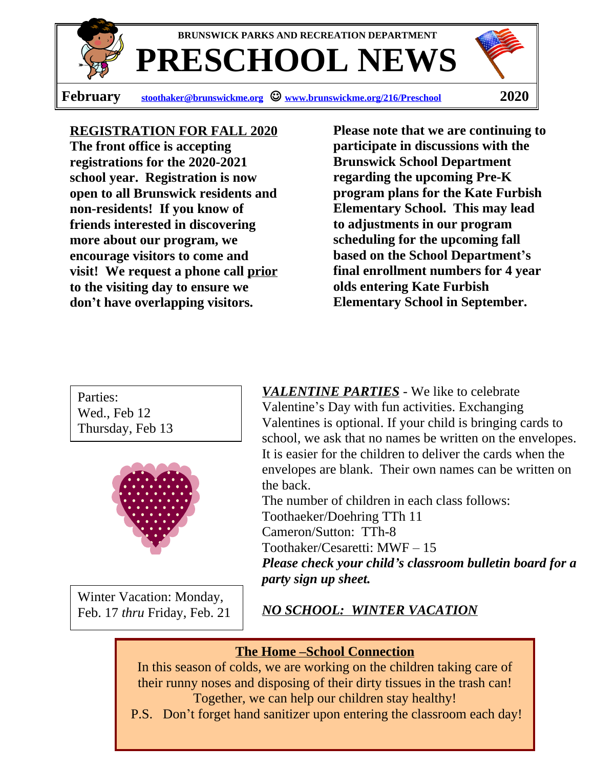BRUNSWICK PARKS AND RECREATION DEPARTMENT

# PRESCHOOL NEWS

**February** stoothaker@brunswickme.org ☺ www.brunswickme.org/216/Preschool **2020**

**REGISTRATION FOR FALL 2020**

**The front office is accepting registrations for the 2020-2021 school year. Registration is now open to all Brunswick residents and non-residents! If you know of friends interested in discovering more about our program, we encourage visitors to come and visit! We request a phone call prior to the visiting day to ensure we don't have overlapping visitors.**

**Please note that we are continuing to participate in discussions with the Brunswick School Department regarding the upcoming Pre-K program plans for the Kate Furbish Elementary School. This may lead to adjustments in our program scheduling for the upcoming fall based on the School Department's final enrollment numbers for 4 year olds entering Kate Furbish Elementary School in September.**

Parties:
Wed., Feb 12
Thursday, Feb 13

***VALENTINE PARTIES*** - We like to celebrate Valentine's Day with fun activities. Exchanging Valentines is optional. If your child is bringing cards to school, we ask that no names be written on the envelopes. It is easier for the children to deliver the cards when the envelopes are blank. Their own names can be written on the back.

The number of children in each class follows:
Toothaeker/Doehring TTh 11
Cameron/Sutton: TTh-8
Toothaker/Cesaretti: MWF – 15

***Please check your child's classroom bulletin board for a party sign up sheet.***

Winter Vacation: Monday, Feb. 17 *thru* Friday, Feb. 21

***NO SCHOOL: WINTER VACATION***

**The Home –School Connection**

In this season of colds, we are working on the children taking care of their runny noses and disposing of their dirty tissues in the trash can! Together, we can help our children stay healthy!

P.S. Don't forget hand sanitizer upon entering the classroom each day!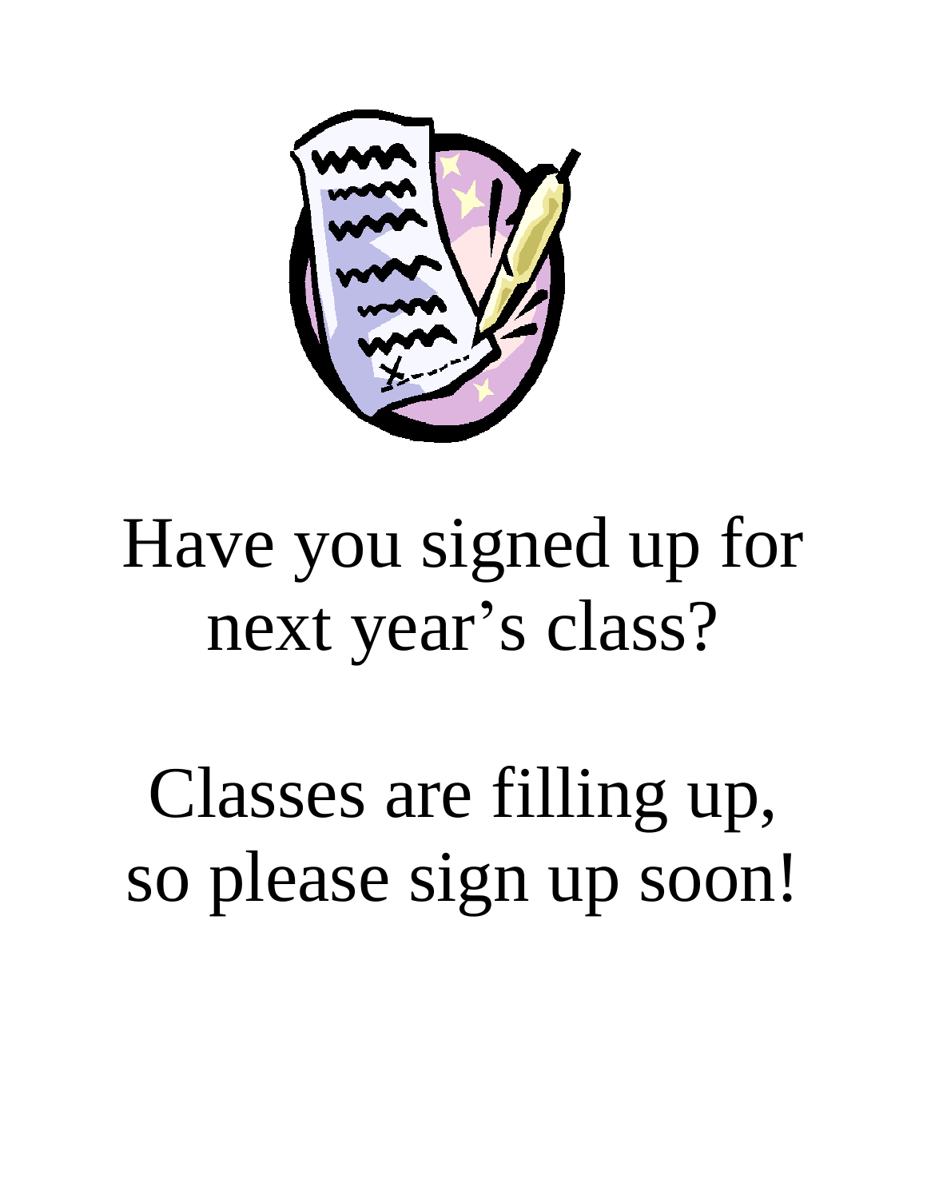Have you signed up for next year's class?

Classes are filling up, so please sign up soon!